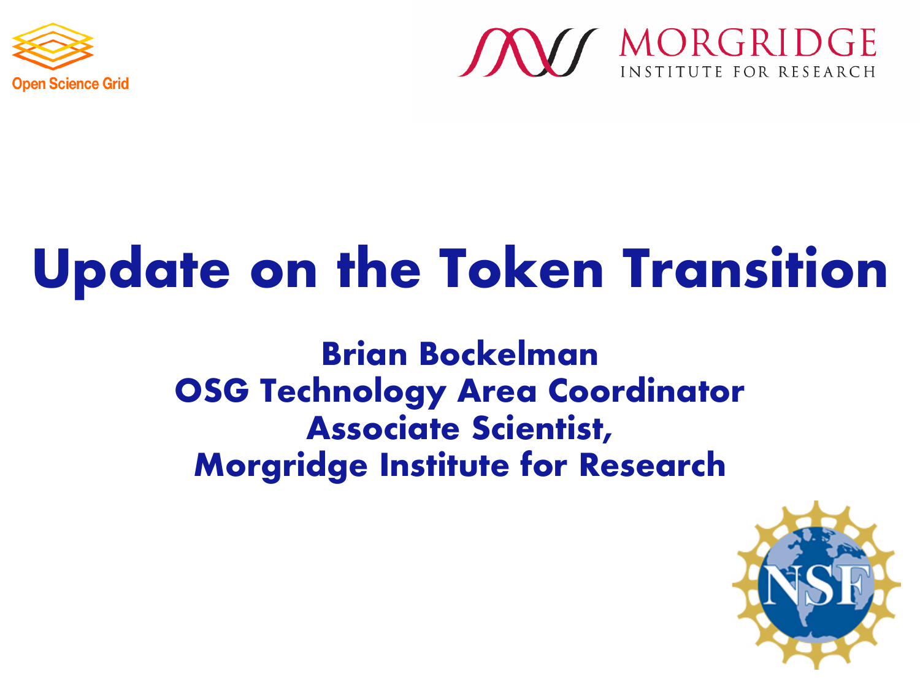Open Science Grid

MORGRIDGE INSTITUTE FOR RESEARCH

# Update on the Token Transition

**Brian Bockelman**
**OSG Technology Area Coordinator**
**Associate Scientist,**
**Morgridge Institute for Research**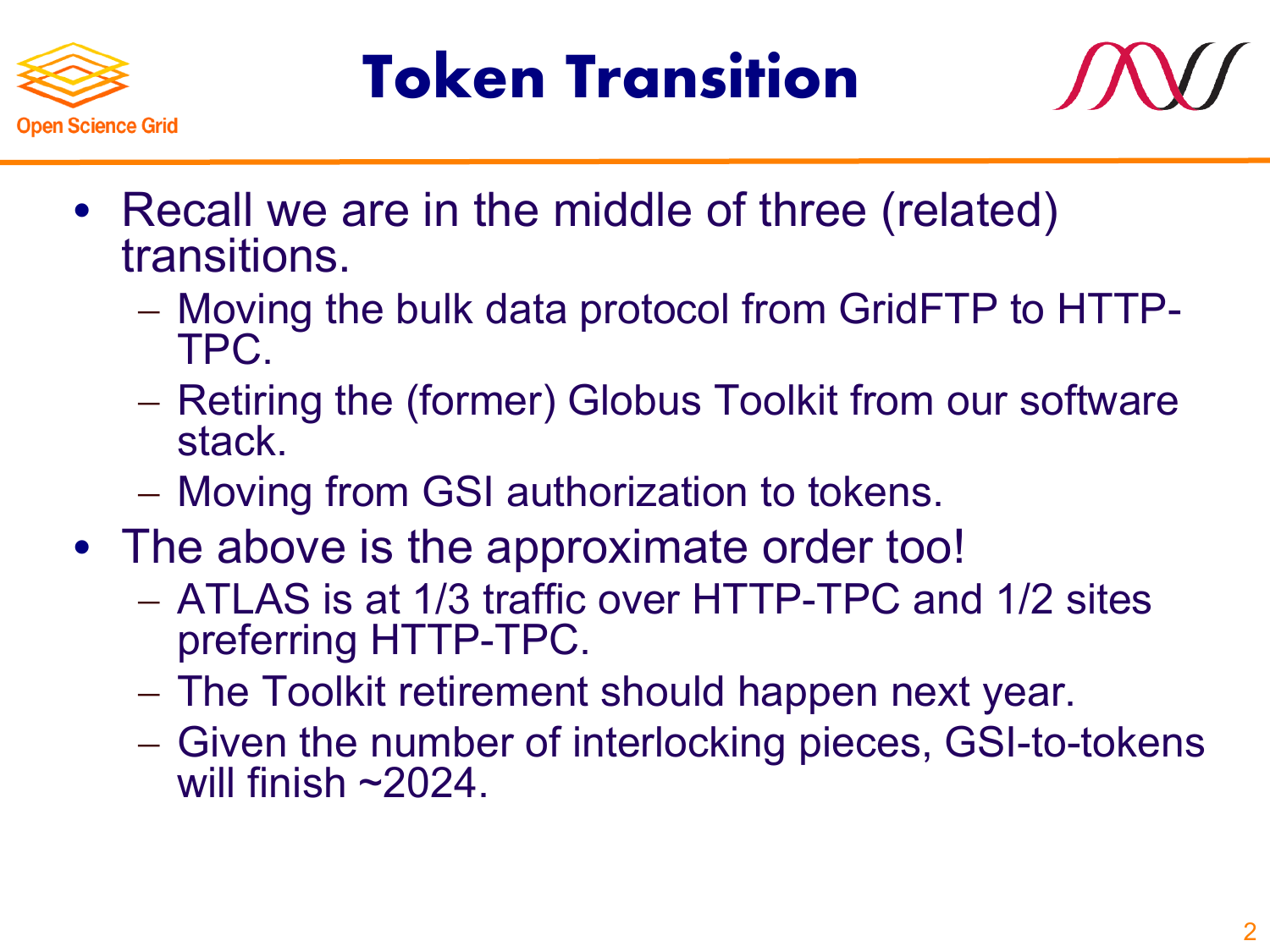# Token Transition

- Recall we are in the middle of three (related) transitions.
  - Moving the bulk data protocol from GridFTP to HTTP-TPC.
  - Retiring the (former) Globus Toolkit from our software stack.
  - Moving from GSI authorization to tokens.
- The above is the approximate order too!
  - ATLAS is at 1/3 traffic over HTTP-TPC and 1/2 sites preferring HTTP-TPC.
  - The Toolkit retirement should happen next year.
  - Given the number of interlocking pieces, GSI-to-tokens will finish ~2024.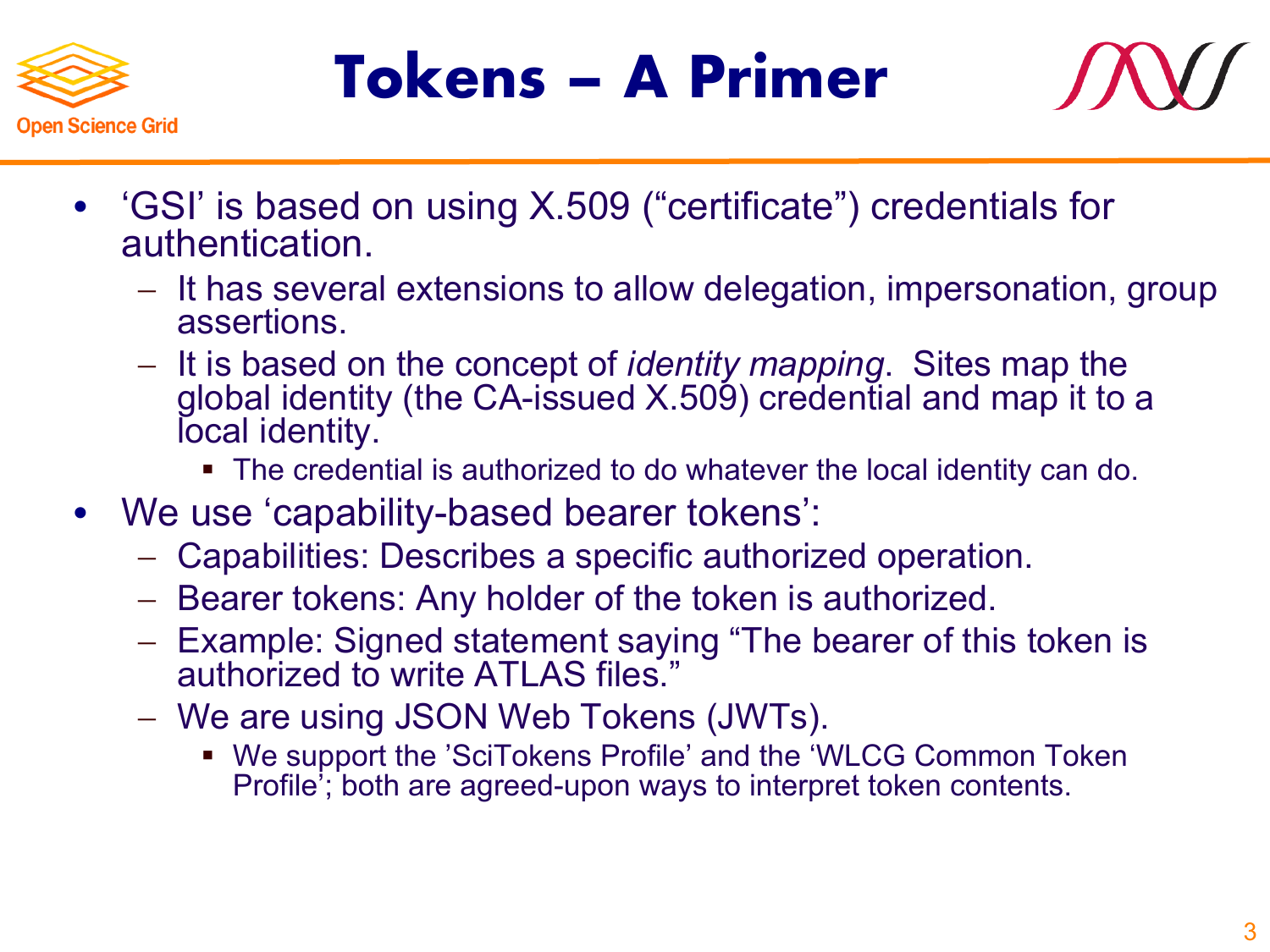# Tokens – A Primer

- 'GSI' is based on using X.509 ("certificate") credentials for authentication.
  - It has several extensions to allow delegation, impersonation, group assertions.
  - It is based on the concept of *identity mapping*. Sites map the global identity (the CA-issued X.509) credential and map it to a local identity.
    - The credential is authorized to do whatever the local identity can do.
- We use 'capability-based bearer tokens':
  - Capabilities: Describes a specific authorized operation.
  - Bearer tokens: Any holder of the token is authorized.
  - Example: Signed statement saying "The bearer of this token is authorized to write ATLAS files."
  - We are using JSON Web Tokens (JWTs).
    - We support the 'SciTokens Profile' and the 'WLCG Common Token Profile'; both are agreed-upon ways to interpret token contents.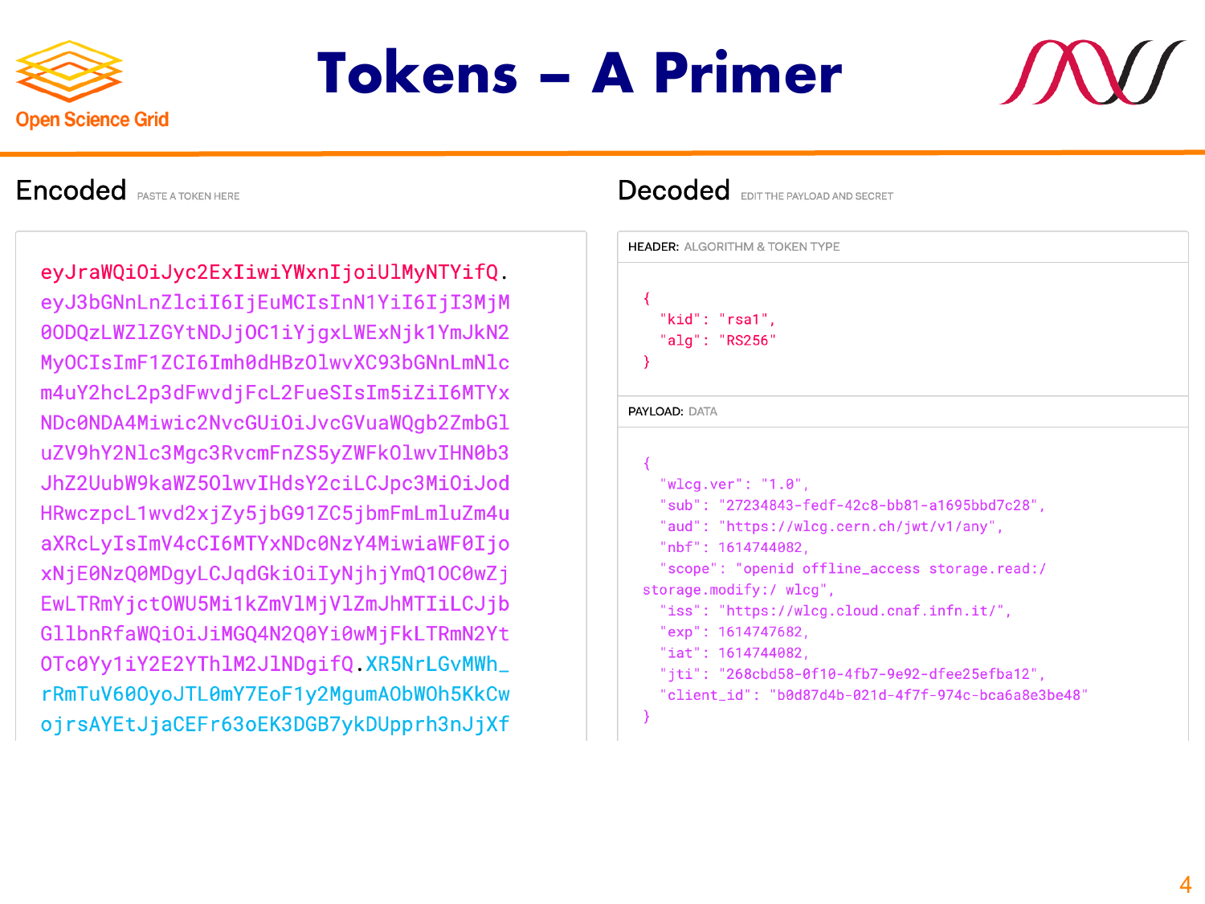# Tokens – A Primer

## Encoded PASTE A TOKEN HERE

```
eyJraWQiOiJyc2ExIiwiYWxnIjoiUlMyNTYifQ.
eyJ3bGNnLnZlciI6IjEuMCIsInN1YiI6IjI3MjM
0ODQzLWZlZGYtNDJjOC1iYjgxLWExNjk1YmJkN2
MyOCIsImF1ZCI6Imh0dHBzOlwvXC93bGNnLmNlc
m4uY2hcL2p3dFwvdjFcL2FueSIsIm5iZiI6MTYx
NDc0NDA4Miwic2NvcGUiOiJvcGVuaWQgb2ZmbGl
uZV9hY2Nlc3Mgc3RvcmFnZS5yZWFkOlwvIHN0b3
JhZ2UubW9kaWZ5OlwvIHdsY2ciLCJpc3MiOiJod
HRwczpcL1wvd2xjZy5jbG91ZC5jbmFmLmluZm4u
aXRcLyIsImV4cCI6MTYxNDc0NzY4MiwiaWF0Ijo
xNjE0NzQ0MDgyLCJqdGkiOiIyNjhjYmQ1OC0wZj
EwLTRmYjctOWU5Mi1kZmVlMjVlZmJhMTIiLCJjb
GllbnRfaWQiOiJiMGQ4N2Q0Yi0wMjFkLTRmN2Yt
OTc0Yy1iY2E2YThlM2JlNDgifQ.XR5NrLGvMWh_
rRmTuV60OyoJTL0mY7EoF1y2MgumAObWOh5KkCw
ojrsAYEtJjaCEFr63oEK3DGB7ykDUpprh3nJjXf
```

## Decoded EDIT THE PAYLOAD AND SECRET

**HEADER:** ALGORITHM & TOKEN TYPE

```
{
  "kid": "rsa1",
  "alg": "RS256"
}
```

**PAYLOAD:** DATA

```
{
  "wlcg.ver": "1.0",
  "sub": "27234843-fedf-42c8-bb81-a1695bbd7c28",
  "aud": "https://wlcg.cern.ch/jwt/v1/any",
  "nbf": 1614744082,
  "scope": "openid offline_access storage.read:/
storage.modify:/ wlcg",
  "iss": "https://wlcg.cloud.cnaf.infn.it/",
  "exp": 1614747682,
  "iat": 1614744082,
  "jti": "268cbd58-0f10-4fb7-9e92-dfee25efba12",
  "client_id": "b0d87d4b-021d-4f7f-974c-bca6a8e3be48"
}
```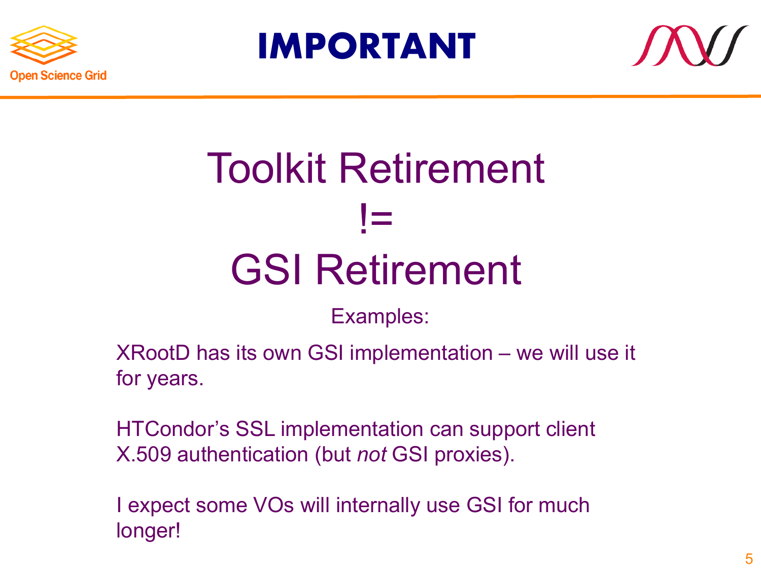# IMPORTANT

## Toolkit Retirement
## !=
## GSI Retirement

Examples:

XRootD has its own GSI implementation – we will use it for years.

HTCondor's SSL implementation can support client X.509 authentication (but *not* GSI proxies).

I expect some VOs will internally use GSI for much longer!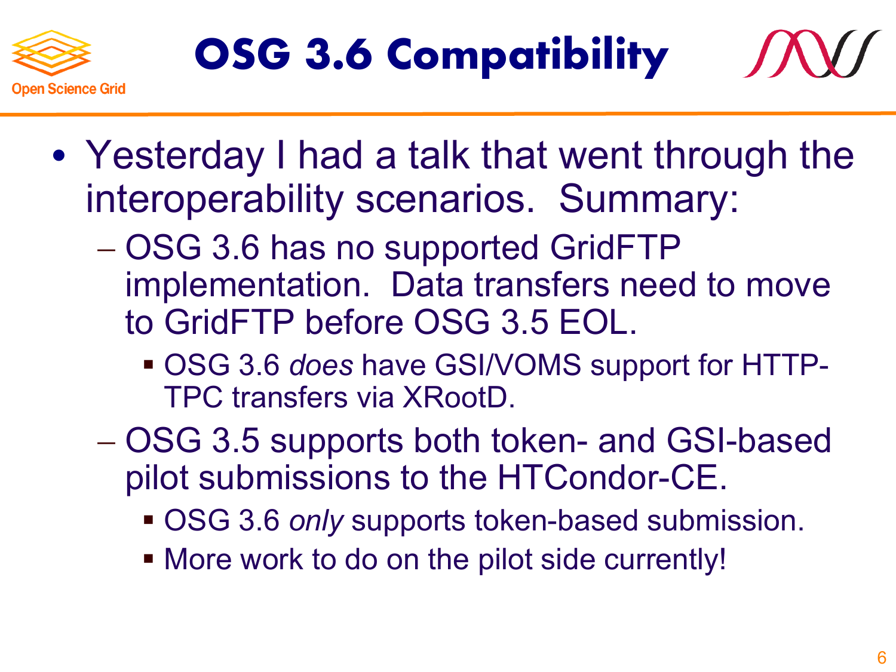# OSG 3.6 Compatibility

- Yesterday I had a talk that went through the interoperability scenarios. Summary:
  - OSG 3.6 has no supported GridFTP implementation. Data transfers need to move to GridFTP before OSG 3.5 EOL.
    - OSG 3.6 *does* have GSI/VOMS support for HTTP-TPC transfers via XRootD.
  - OSG 3.5 supports both token- and GSI-based pilot submissions to the HTCondor-CE.
    - OSG 3.6 *only* supports token-based submission.
    - More work to do on the pilot side currently!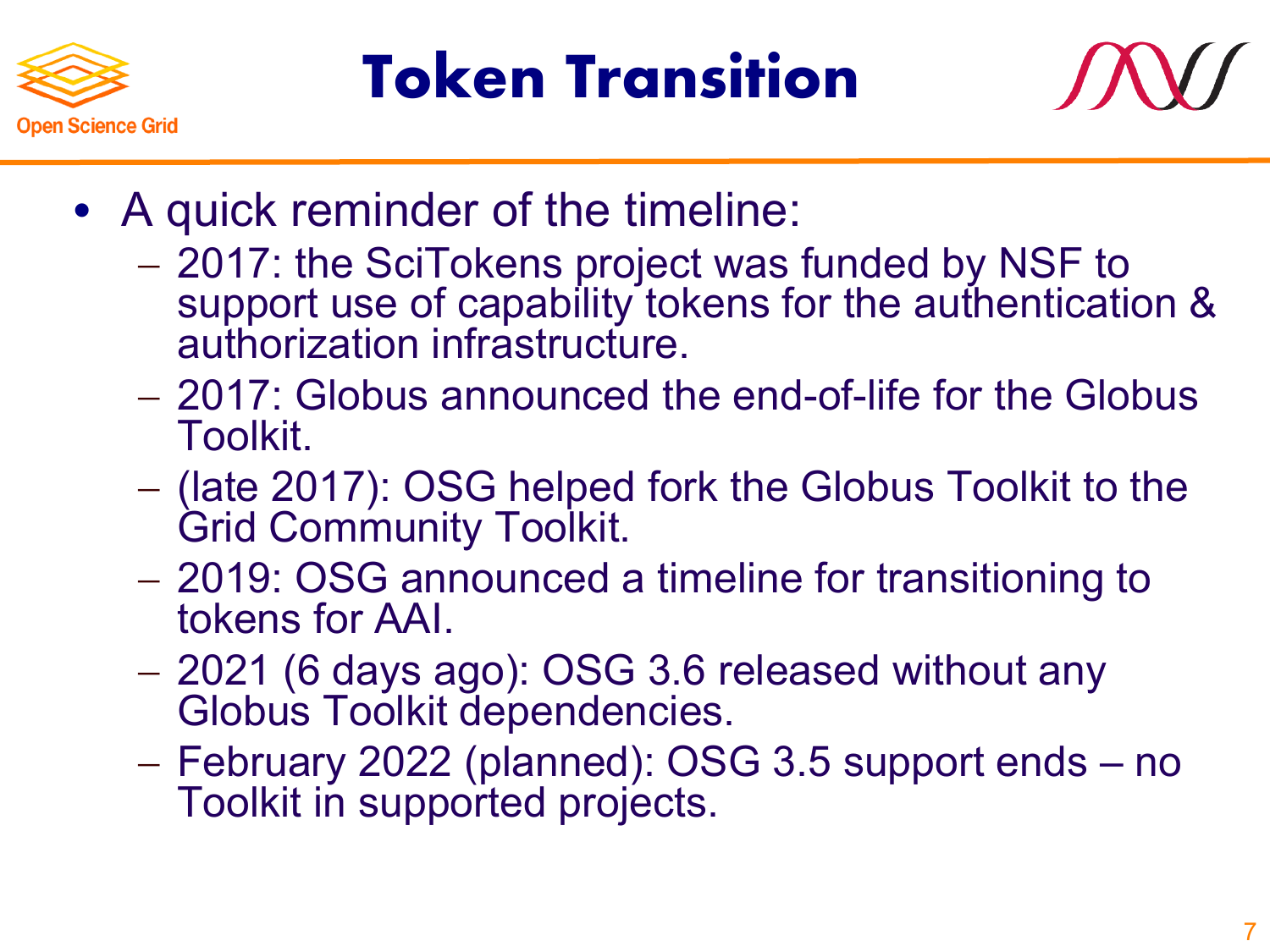# Token Transition

- A quick reminder of the timeline:
  - 2017: the SciTokens project was funded by NSF to support use of capability tokens for the authentication & authorization infrastructure.
  - 2017: Globus announced the end-of-life for the Globus Toolkit.
  - (late 2017): OSG helped fork the Globus Toolkit to the Grid Community Toolkit.
  - 2019: OSG announced a timeline for transitioning to tokens for AAI.
  - 2021 (6 days ago): OSG 3.6 released without any Globus Toolkit dependencies.
  - February 2022 (planned): OSG 3.5 support ends – no Toolkit in supported projects.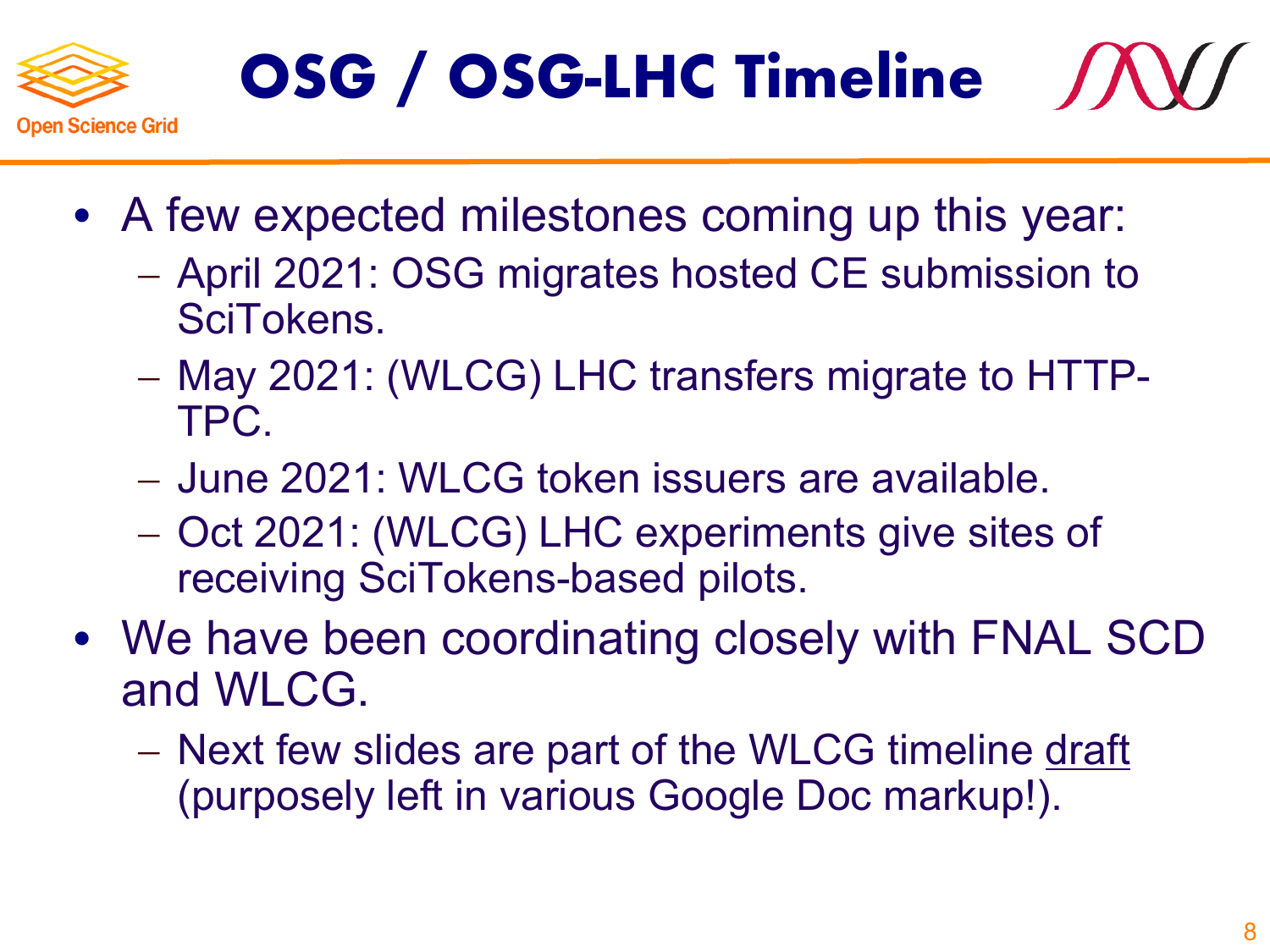# OSG / OSG-LHC Timeline

- A few expected milestones coming up this year:
  - April 2021: OSG migrates hosted CE submission to SciTokens.
  - May 2021: (WLCG) LHC transfers migrate to HTTP-TPC.
  - June 2021: WLCG token issuers are available.
  - Oct 2021: (WLCG) LHC experiments give sites of receiving SciTokens-based pilots.
- We have been coordinating closely with FNAL SCD and WLCG.
  - Next few slides are part of the WLCG timeline draft (purposely left in various Google Doc markup!).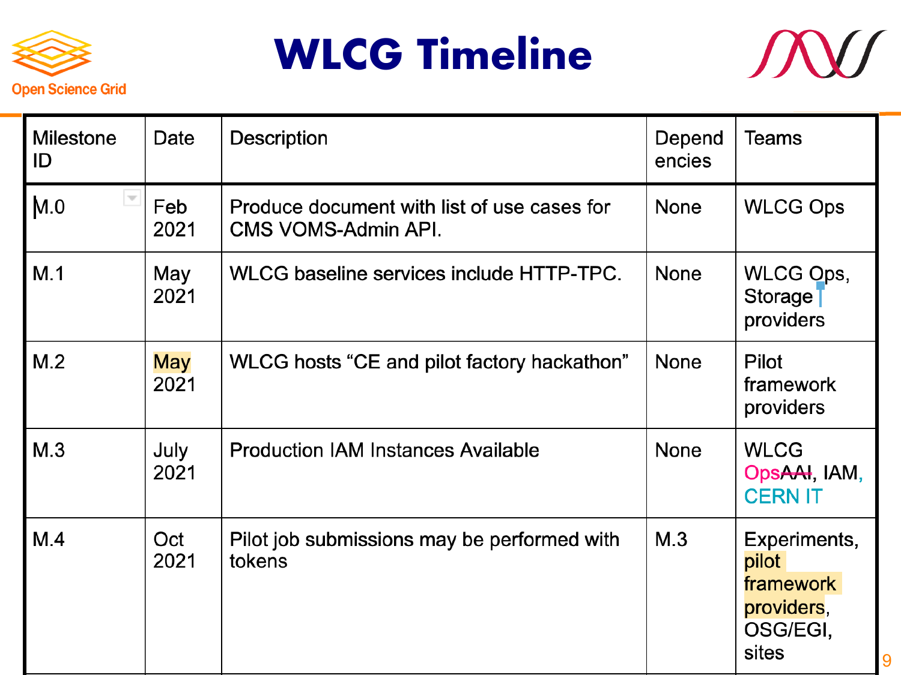# WLCG Timeline

| Milestone ID | Date | Description | Dependencies | Teams |
| --- | --- | --- | --- | --- |
| M.0 | Feb 2021 | Produce document with list of use cases for CMS VOMS-Admin API. | None | WLCG Ops |
| M.1 | May 2021 | WLCG baseline services include HTTP-TPC. | None | WLCG Ops, Storage providers |
| M.2 | May 2021 | WLCG hosts "CE and pilot factory hackathon" | None | Pilot framework providers |
| M.3 | July 2021 | Production IAM Instances Available | None | WLCG Ops~~AAI~~, IAM, CERN IT |
| M.4 | Oct 2021 | Pilot job submissions may be performed with tokens | M.3 | Experiments, pilot framework providers, OSG/EGI, sites |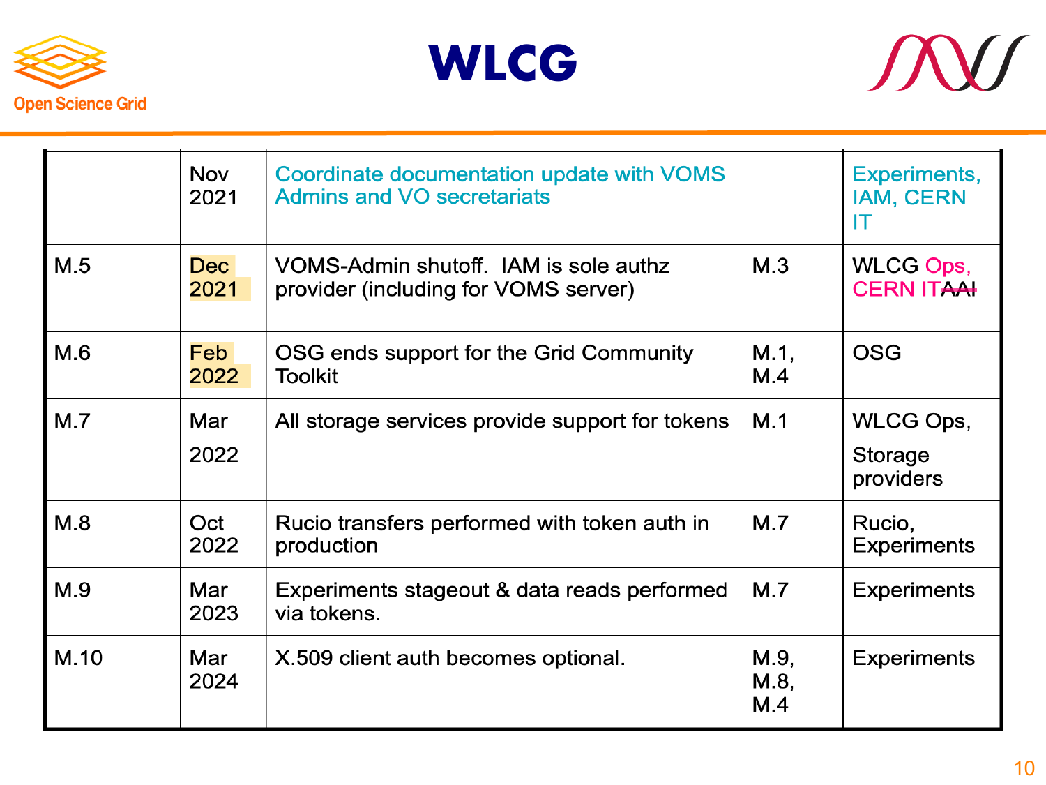# WLCG

| | Nov 2021 | Coordinate documentation update with VOMS Admins and VO secretariats | | Experiments, IAM, CERN IT |
|---|---|---|---|---|
| M.5 | Dec 2021 | VOMS-Admin shutoff. IAM is sole authz provider (including for VOMS server) | M.3 | WLCG Ops, CERN IT ~~AAI~~ |
| M.6 | Feb 2022 | OSG ends support for the Grid Community Toolkit | M.1, M.4 | OSG |
| M.7 | Mar 2022 | All storage services provide support for tokens | M.1 | WLCG Ops, Storage providers |
| M.8 | Oct 2022 | Rucio transfers performed with token auth in production | M.7 | Rucio, Experiments |
| M.9 | Mar 2023 | Experiments stageout & data reads performed via tokens. | M.7 | Experiments |
| M.10 | Mar 2024 | X.509 client auth becomes optional. | M.9, M.8, M.4 | Experiments |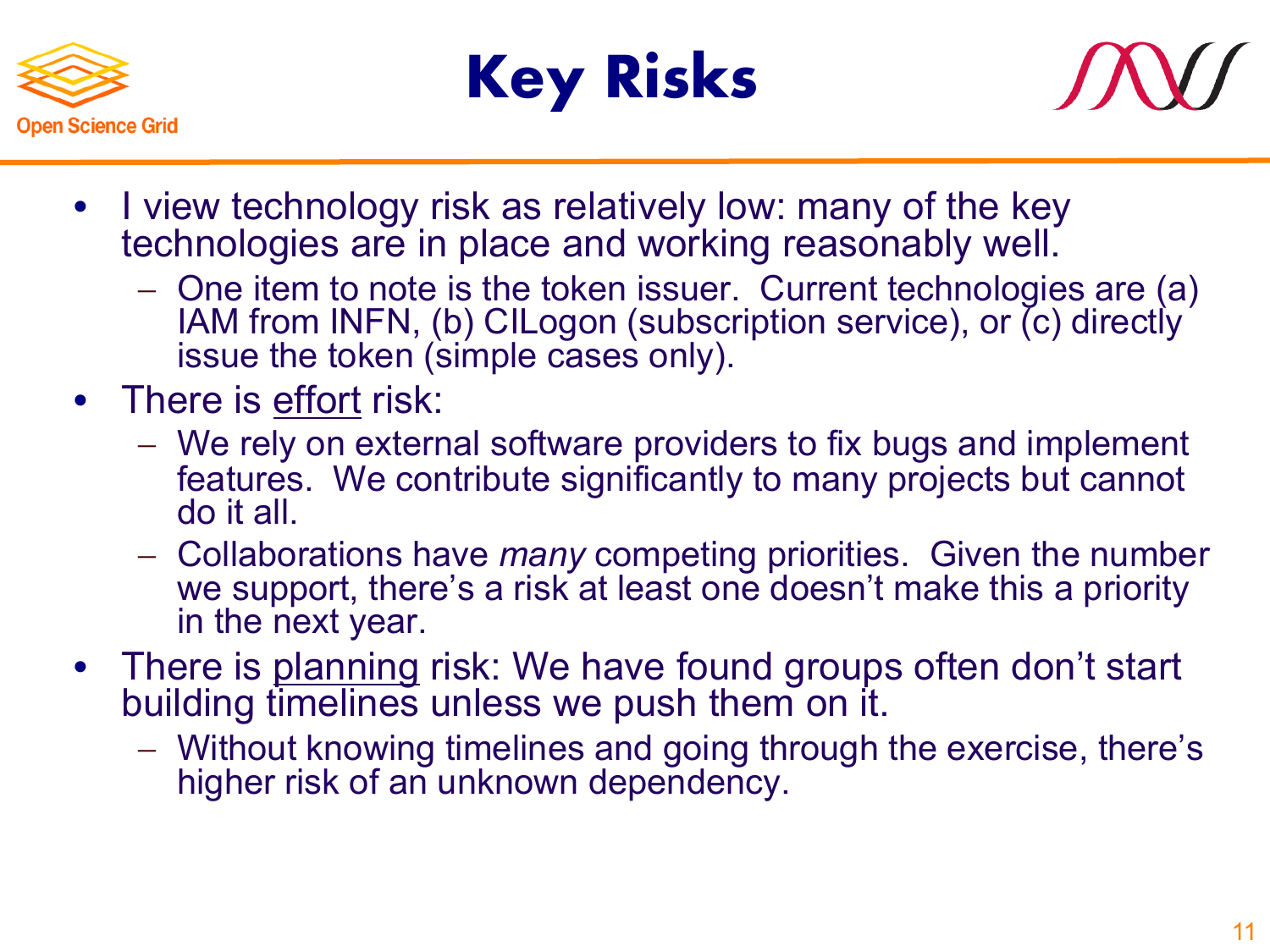# Key Risks

- I view technology risk as relatively low: many of the key technologies are in place and working reasonably well.
  - One item to note is the token issuer. Current technologies are (a) IAM from INFN, (b) CILogon (subscription service), or (c) directly issue the token (simple cases only).
- There is <u>effort</u> risk:
  - We rely on external software providers to fix bugs and implement features. We contribute significantly to many projects but cannot do it all.
  - Collaborations have *many* competing priorities. Given the number we support, there's a risk at least one doesn't make this a priority in the next year.
- There is <u>planning</u> risk: We have found groups often don't start building timelines unless we push them on it.
  - Without knowing timelines and going through the exercise, there's higher risk of an unknown dependency.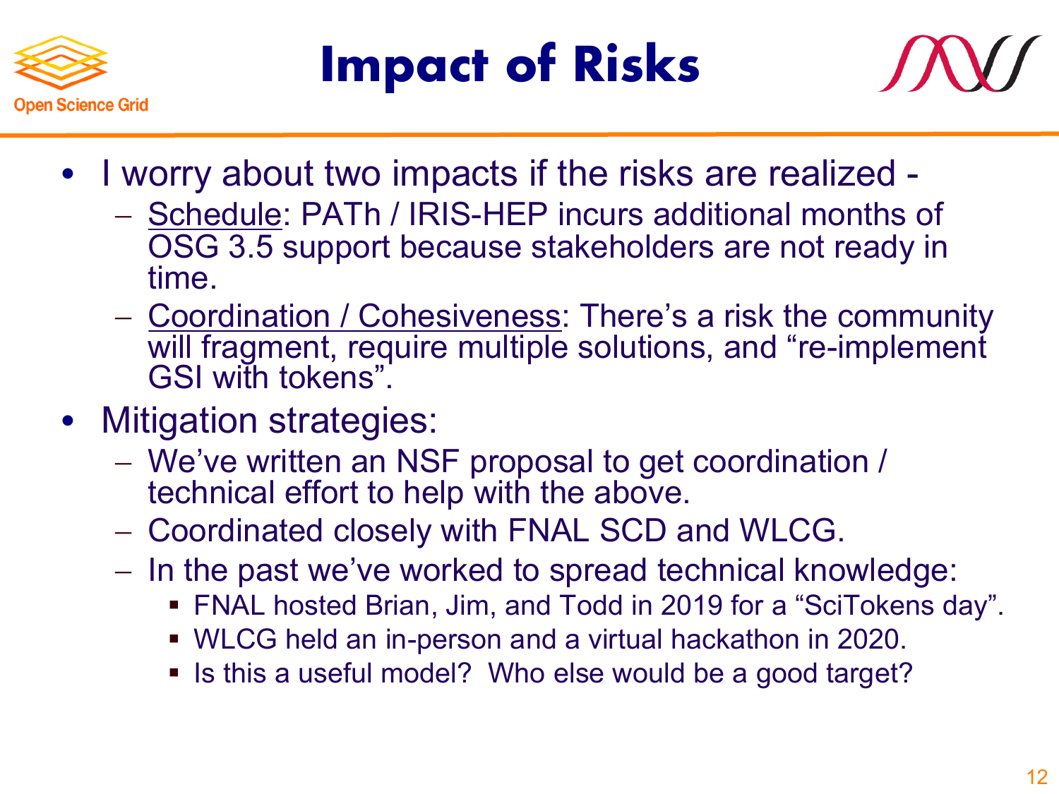# Impact of Risks

- I worry about two impacts if the risks are realized -
  - Schedule: PATh / IRIS-HEP incurs additional months of OSG 3.5 support because stakeholders are not ready in time.
  - Coordination / Cohesiveness: There's a risk the community will fragment, require multiple solutions, and "re-implement GSI with tokens".
- Mitigation strategies:
  - We've written an NSF proposal to get coordination / technical effort to help with the above.
  - Coordinated closely with FNAL SCD and WLCG.
  - In the past we've worked to spread technical knowledge:
    - FNAL hosted Brian, Jim, and Todd in 2019 for a "SciTokens day".
    - WLCG held an in-person and a virtual hackathon in 2020.
    - Is this a useful model? Who else would be a good target?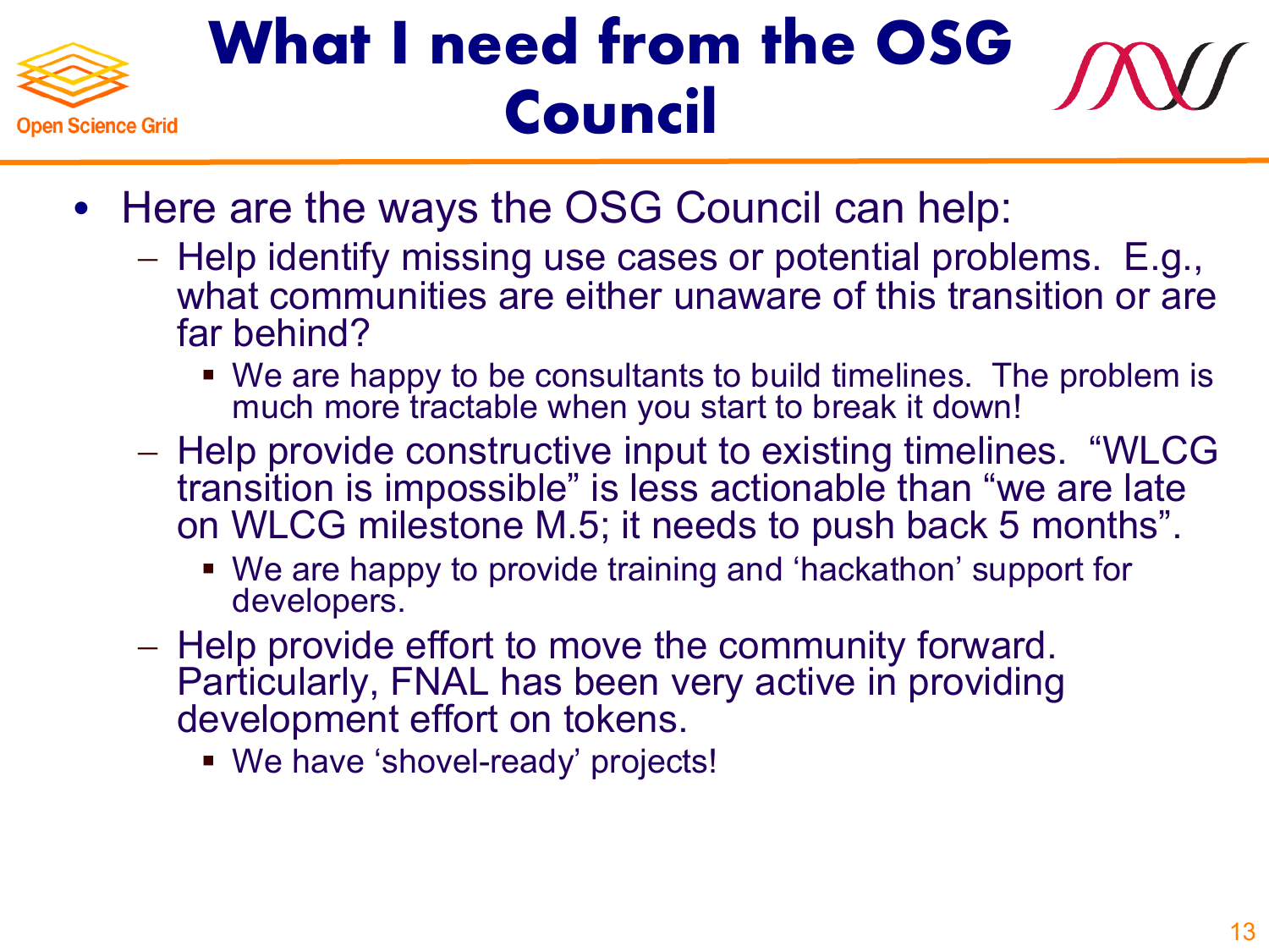# What I need from the OSG Council

- Here are the ways the OSG Council can help:
  - Help identify missing use cases or potential problems. E.g., what communities are either unaware of this transition or are far behind?
    - We are happy to be consultants to build timelines. The problem is much more tractable when you start to break it down!
  - Help provide constructive input to existing timelines. “WLCG transition is impossible” is less actionable than “we are late on WLCG milestone M.5; it needs to push back 5 months”.
    - We are happy to provide training and ‘hackathon’ support for developers.
  - Help provide effort to move the community forward. Particularly, FNAL has been very active in providing development effort on tokens.
    - We have ‘shovel-ready’ projects!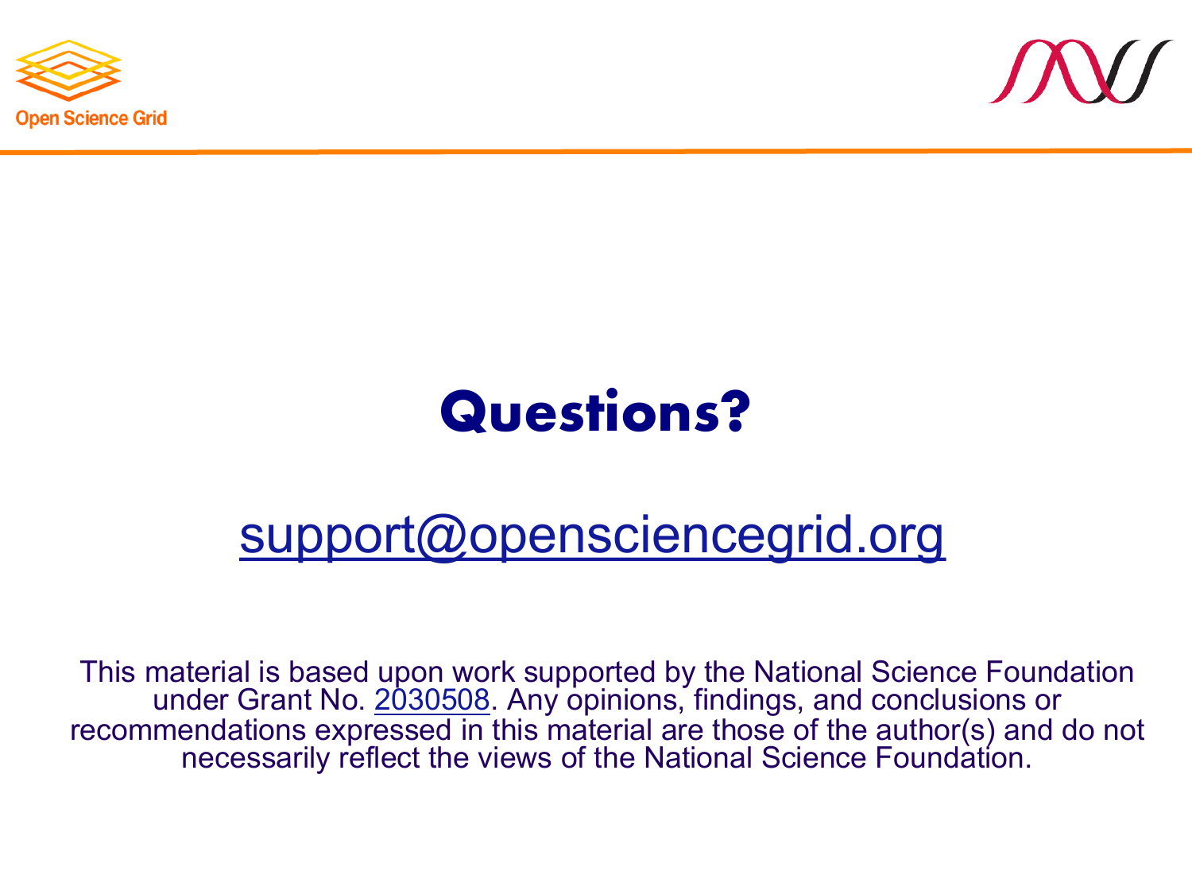# Questions?

support@opensciencegrid.org

This material is based upon work supported by the National Science Foundation under Grant No. 2030508. Any opinions, findings, and conclusions or recommendations expressed in this material are those of the author(s) and do not necessarily reflect the views of the National Science Foundation.